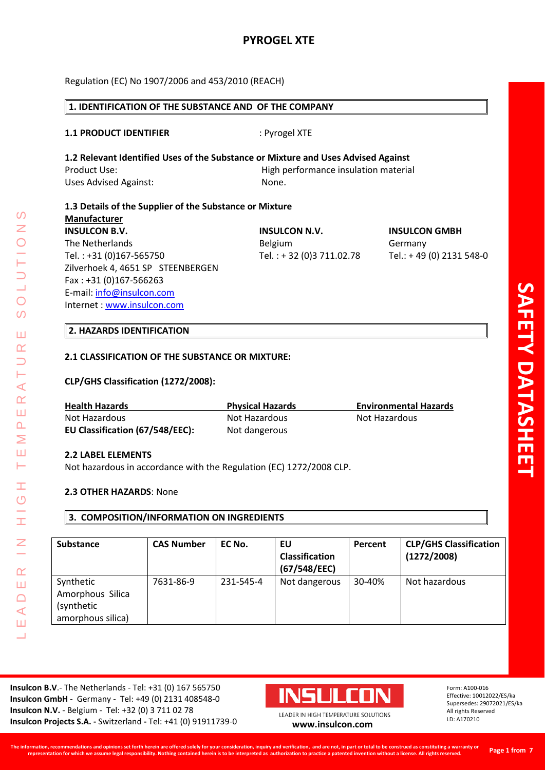# PYROGEL XTE

Regulation (EC) No 1907/2006 and 453/2010 (REACH)

## 1. IDENTIFICATION OF THE SUBSTANCE AND OF THE COMPANY

**1.1 PRODUCT IDENTIFIER** : Pyrogel XTE

**1.2 Relevant Identified Uses of the Substance or Mixture and Uses Advised Against**

Product Use: High performance insulation material

Uses Advised Against: None.

**1.3 Details of the Supplier of the Substance or Mixture**

**Manufacturer**

**INSULCON B.V.**
The Netherlands
Tel. : +31 (0)167-565750
Zilverhoek 4, 4651 SP STEENBERGEN
Fax : +31 (0)167-566263
E-mail: info@insulcon.com
Internet : www.insulcon.com

**INSULCON N.V.**
Belgium
Tel. : + 32 (0)3 711.02.78

**INSULCON GMBH**
Germany
Tel.: + 49 (0) 2131 548-0

## 2. HAZARDS IDENTIFICATION

**2.1 CLASSIFICATION OF THE SUBSTANCE OR MIXTURE:**

**CLP/GHS Classification (1272/2008):**

| Health Hazards | Physical Hazards | Environmental Hazards |
|---|---|---|
| Not Hazardous | Not Hazardous | Not Hazardous |
| **EU Classification (67/548/EEC):** | Not dangerous | |

**2.2 LABEL ELEMENTS**

Not hazardous in accordance with the Regulation (EC) 1272/2008 CLP.

**2.3 OTHER HAZARDS**: None

## 3. COMPOSITION/INFORMATION ON INGREDIENTS

| Substance | CAS Number | EC No. | EU Classification (67/548/EEC) | Percent | CLP/GHS Classification (1272/2008) |
|---|---|---|---|---|---|
| Synthetic Amorphous Silica (synthetic amorphous silica) | 7631-86-9 | 231-545-4 | Not dangerous | 30-40% | Not hazardous |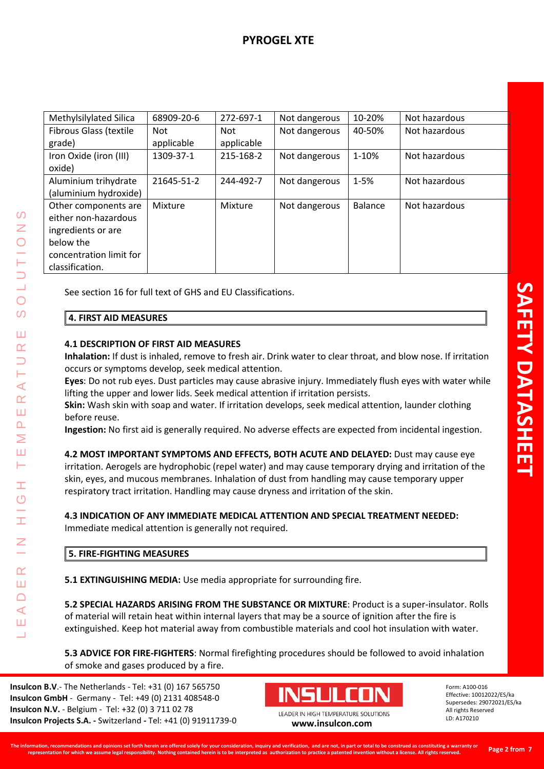| Methylsilylated Silica | 68909-20-6 | 272-697-1 | Not dangerous | 10-20% | Not hazardous |
|---|---|---|---|---|---|
| Fibrous Glass (textile grade) | Not applicable | Not applicable | Not dangerous | 40-50% | Not hazardous |
| Iron Oxide (iron (III) oxide) | 1309-37-1 | 215-168-2 | Not dangerous | 1-10% | Not hazardous |
| Aluminium trihydrate (aluminium hydroxide) | 21645-51-2 | 244-492-7 | Not dangerous | 1-5% | Not hazardous |
| Other components are either non-hazardous ingredients or are below the concentration limit for classification. | Mixture | Mixture | Not dangerous | Balance | Not hazardous |

See section 16 for full text of GHS and EU Classifications.

## 4. FIRST AID MEASURES

### 4.1 DESCRIPTION OF FIRST AID MEASURES

**Inhalation:** If dust is inhaled, remove to fresh air. Drink water to clear throat, and blow nose. If irritation occurs or symptoms develop, seek medical attention.

**Eyes**: Do not rub eyes. Dust particles may cause abrasive injury. Immediately flush eyes with water while lifting the upper and lower lids. Seek medical attention if irritation persists.

**Skin:** Wash skin with soap and water. If irritation develops, seek medical attention, launder clothing before reuse.

**Ingestion:** No first aid is generally required. No adverse effects are expected from incidental ingestion.

**4.2 MOST IMPORTANT SYMPTOMS AND EFFECTS, BOTH ACUTE AND DELAYED:** Dust may cause eye irritation. Aerogels are hydrophobic (repel water) and may cause temporary drying and irritation of the skin, eyes, and mucous membranes. Inhalation of dust from handling may cause temporary upper respiratory tract irritation. Handling may cause dryness and irritation of the skin.

**4.3 INDICATION OF ANY IMMEDIATE MEDICAL ATTENTION AND SPECIAL TREATMENT NEEDED:** Immediate medical attention is generally not required.

## 5. FIRE-FIGHTING MEASURES

**5.1 EXTINGUISHING MEDIA:** Use media appropriate for surrounding fire.

**5.2 SPECIAL HAZARDS ARISING FROM THE SUBSTANCE OR MIXTURE**: Product is a super-insulator. Rolls of material will retain heat within internal layers that may be a source of ignition after the fire is extinguished. Keep hot material away from combustible materials and cool hot insulation with water.

**5.3 ADVICE FOR FIRE-FIGHTERS**: Normal firefighting procedures should be followed to avoid inhalation of smoke and gases produced by a fire.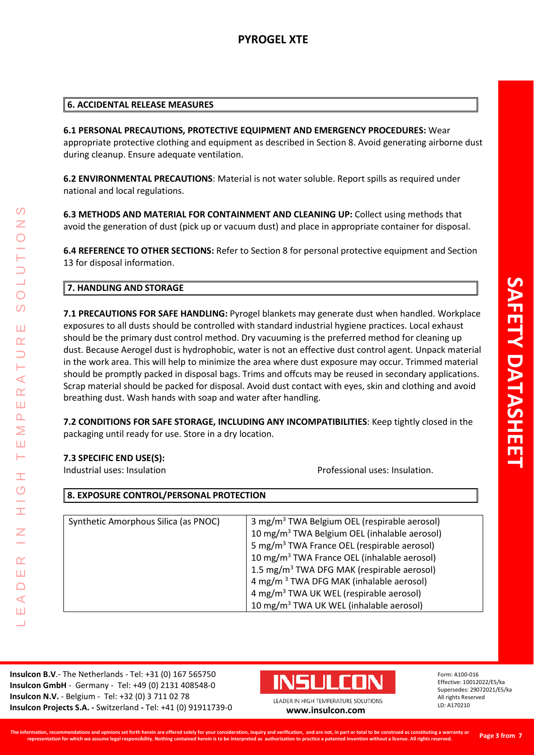## 6. ACCIDENTAL RELEASE MEASURES

**6.1 PERSONAL PRECAUTIONS, PROTECTIVE EQUIPMENT AND EMERGENCY PROCEDURES:** Wear appropriate protective clothing and equipment as described in Section 8. Avoid generating airborne dust during cleanup. Ensure adequate ventilation.

**6.2 ENVIRONMENTAL PRECAUTIONS**: Material is not water soluble. Report spills as required under national and local regulations.

**6.3 METHODS AND MATERIAL FOR CONTAINMENT AND CLEANING UP:** Collect using methods that avoid the generation of dust (pick up or vacuum dust) and place in appropriate container for disposal.

**6.4 REFERENCE TO OTHER SECTIONS:** Refer to Section 8 for personal protective equipment and Section 13 for disposal information.

## 7. HANDLING AND STORAGE

**7.1 PRECAUTIONS FOR SAFE HANDLING:** Pyrogel blankets may generate dust when handled. Workplace exposures to all dusts should be controlled with standard industrial hygiene practices. Local exhaust should be the primary dust control method. Dry vacuuming is the preferred method for cleaning up dust. Because Aerogel dust is hydrophobic, water is not an effective dust control agent. Unpack material in the work area. This will help to minimize the area where dust exposure may occur. Trimmed material should be promptly packed in disposal bags. Trims and offcuts may be reused in secondary applications. Scrap material should be packed for disposal. Avoid dust contact with eyes, skin and clothing and avoid breathing dust. Wash hands with soap and water after handling.

**7.2 CONDITIONS FOR SAFE STORAGE, INCLUDING ANY INCOMPATIBILITIES**: Keep tightly closed in the packaging until ready for use. Store in a dry location.

**7.3 SPECIFIC END USE(S):**

Industrial uses: Insulation

Professional uses: Insulation.

## 8. EXPOSURE CONTROL/PERSONAL PROTECTION

| Synthetic Amorphous Silica (as PNOC) | 3 mg/m$^3$ TWA Belgium OEL (respirable aerosol)<br>10 mg/m$^3$ TWA Belgium OEL (inhalable aerosol)<br>5 mg/m$^3$ TWA France OEL (respirable aerosol)<br>10 mg/m$^3$ TWA France OEL (inhalable aerosol)<br>1.5 mg/m$^3$ TWA DFG MAK (respirable aerosol)<br>4 mg/m$^3$ TWA DFG MAK (inhalable aerosol)<br>4 mg/m$^3$ TWA UK WEL (respirable aerosol)<br>10 mg/m$^3$ TWA UK WEL (inhalable aerosol) |
|---|---|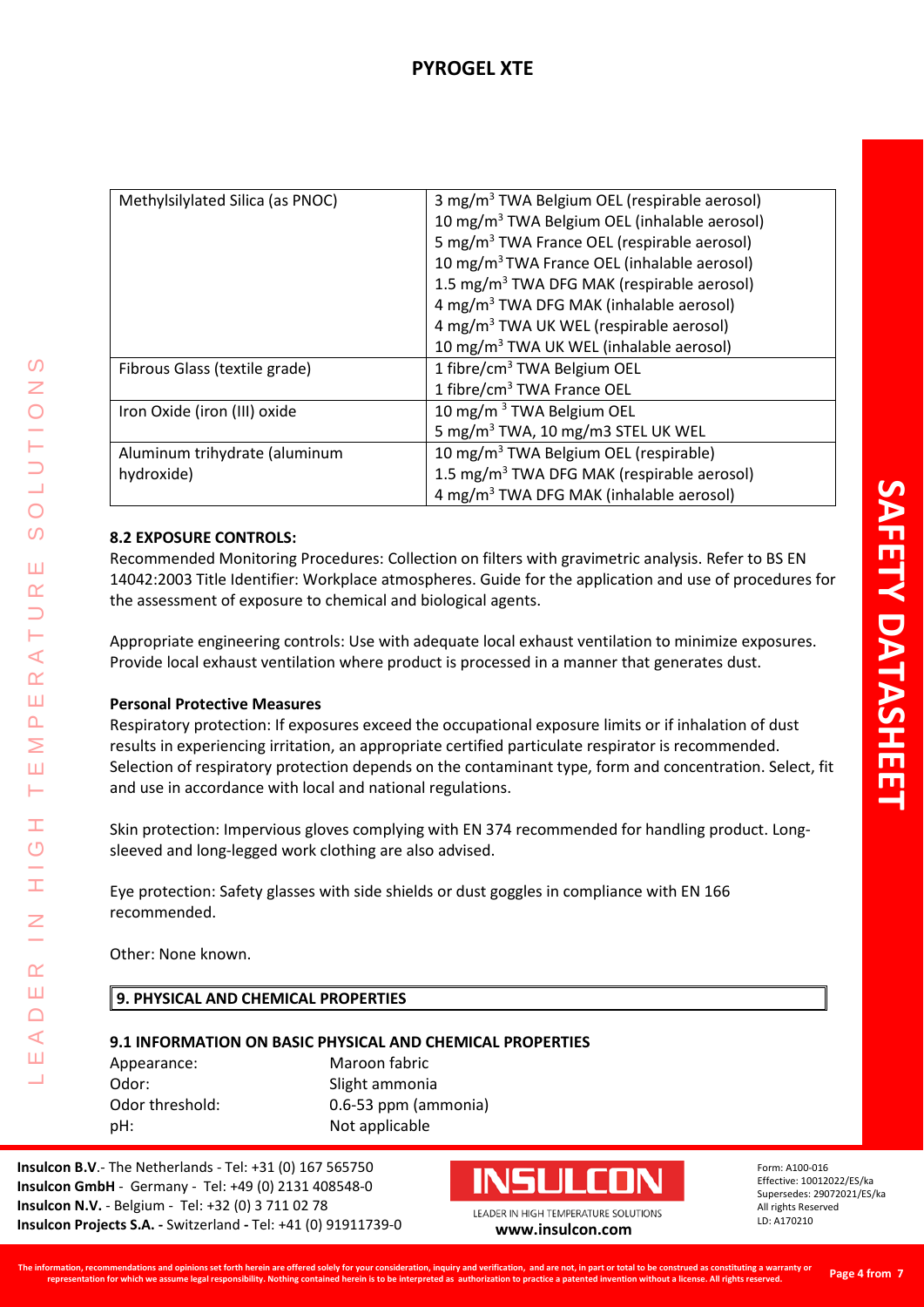| Methylsilylated Silica (as PNOC) | 3 mg/m$^3$ TWA Belgium OEL (respirable aerosol)<br>10 mg/m$^3$ TWA Belgium OEL (inhalable aerosol)<br>5 mg/m$^3$ TWA France OEL (respirable aerosol)<br>10 mg/m$^3$ TWA France OEL (inhalable aerosol)<br>1.5 mg/m$^3$ TWA DFG MAK (respirable aerosol)<br>4 mg/m$^3$ TWA DFG MAK (inhalable aerosol)<br>4 mg/m$^3$ TWA UK WEL (respirable aerosol)<br>10 mg/m$^3$ TWA UK WEL (inhalable aerosol) |
|---|---|
| Fibrous Glass (textile grade) | 1 fibre/cm$^3$ TWA Belgium OEL<br>1 fibre/cm$^3$ TWA France OEL |
| Iron Oxide (iron (III) oxide | 10 mg/m $^3$ TWA Belgium OEL<br>5 mg/m$^3$ TWA, 10 mg/m3 STEL UK WEL |
| Aluminum trihydrate (aluminum hydroxide) | 10 mg/m$^3$ TWA Belgium OEL (respirable)<br>1.5 mg/m$^3$ TWA DFG MAK (respirable aerosol)<br>4 mg/m$^3$ TWA DFG MAK (inhalable aerosol) |

### 8.2 EXPOSURE CONTROLS:

Recommended Monitoring Procedures: Collection on filters with gravimetric analysis. Refer to BS EN 14042:2003 Title Identifier: Workplace atmospheres. Guide for the application and use of procedures for the assessment of exposure to chemical and biological agents.

Appropriate engineering controls: Use with adequate local exhaust ventilation to minimize exposures. Provide local exhaust ventilation where product is processed in a manner that generates dust.

**Personal Protective Measures**

Respiratory protection: If exposures exceed the occupational exposure limits or if inhalation of dust results in experiencing irritation, an appropriate certified particulate respirator is recommended. Selection of respiratory protection depends on the contaminant type, form and concentration. Select, fit and use in accordance with local and national regulations.

Skin protection: Impervious gloves complying with EN 374 recommended for handling product. Long-sleeved and long-legged work clothing are also advised.

Eye protection: Safety glasses with side shields or dust goggles in compliance with EN 166 recommended.

Other: None known.

## 9. PHYSICAL AND CHEMICAL PROPERTIES

### 9.1 INFORMATION ON BASIC PHYSICAL AND CHEMICAL PROPERTIES

| | |
|---|---|
| Appearance: | Maroon fabric |
| Odor: | Slight ammonia |
| Odor threshold: | 0.6-53 ppm (ammonia) |
| pH: | Not applicable |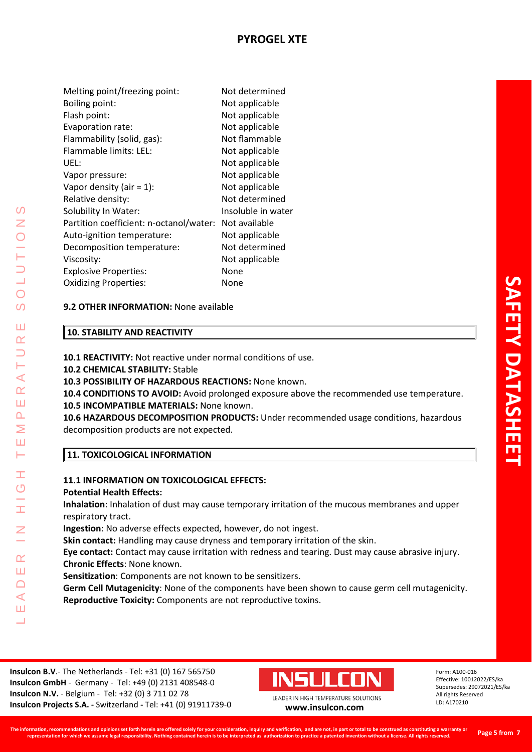| | |
|---|---|
| Melting point/freezing point: | Not determined |
| Boiling point: | Not applicable |
| Flash point: | Not applicable |
| Evaporation rate: | Not applicable |
| Flammability (solid, gas): | Not flammable |
| Flammable limits: LEL: | Not applicable |
| UEL: | Not applicable |
| Vapor pressure: | Not applicable |
| Vapor density (air = 1): | Not applicable |
| Relative density: | Not determined |
| Solubility In Water: | Insoluble in water |
| Partition coefficient: n-octanol/water: | Not available |
| Auto-ignition temperature: | Not applicable |
| Decomposition temperature: | Not determined |
| Viscosity: | Not applicable |
| Explosive Properties: | None |
| Oxidizing Properties: | None |

**9.2 OTHER INFORMATION:** None available

## 10. STABILITY AND REACTIVITY

**10.1 REACTIVITY:** Not reactive under normal conditions of use.

**10.2 CHEMICAL STABILITY:** Stable

**10.3 POSSIBILITY OF HAZARDOUS REACTIONS:** None known.

**10.4 CONDITIONS TO AVOID:** Avoid prolonged exposure above the recommended use temperature.

**10.5 INCOMPATIBLE MATERIALS:** None known.

**10.6 HAZARDOUS DECOMPOSITION PRODUCTS:** Under recommended usage conditions, hazardous decomposition products are not expected.

## 11. TOXICOLOGICAL INFORMATION

**11.1 INFORMATION ON TOXICOLOGICAL EFFECTS:**

**Potential Health Effects:**

**Inhalation**: Inhalation of dust may cause temporary irritation of the mucous membranes and upper respiratory tract.

**Ingestion**: No adverse effects expected, however, do not ingest.

**Skin contact:** Handling may cause dryness and temporary irritation of the skin.

**Eye contact:** Contact may cause irritation with redness and tearing. Dust may cause abrasive injury.

**Chronic Effects**: None known.

**Sensitization**: Components are not known to be sensitizers.

**Germ Cell Mutagenicity**: None of the components have been shown to cause germ cell mutagenicity.

**Reproductive Toxicity:** Components are not reproductive toxins.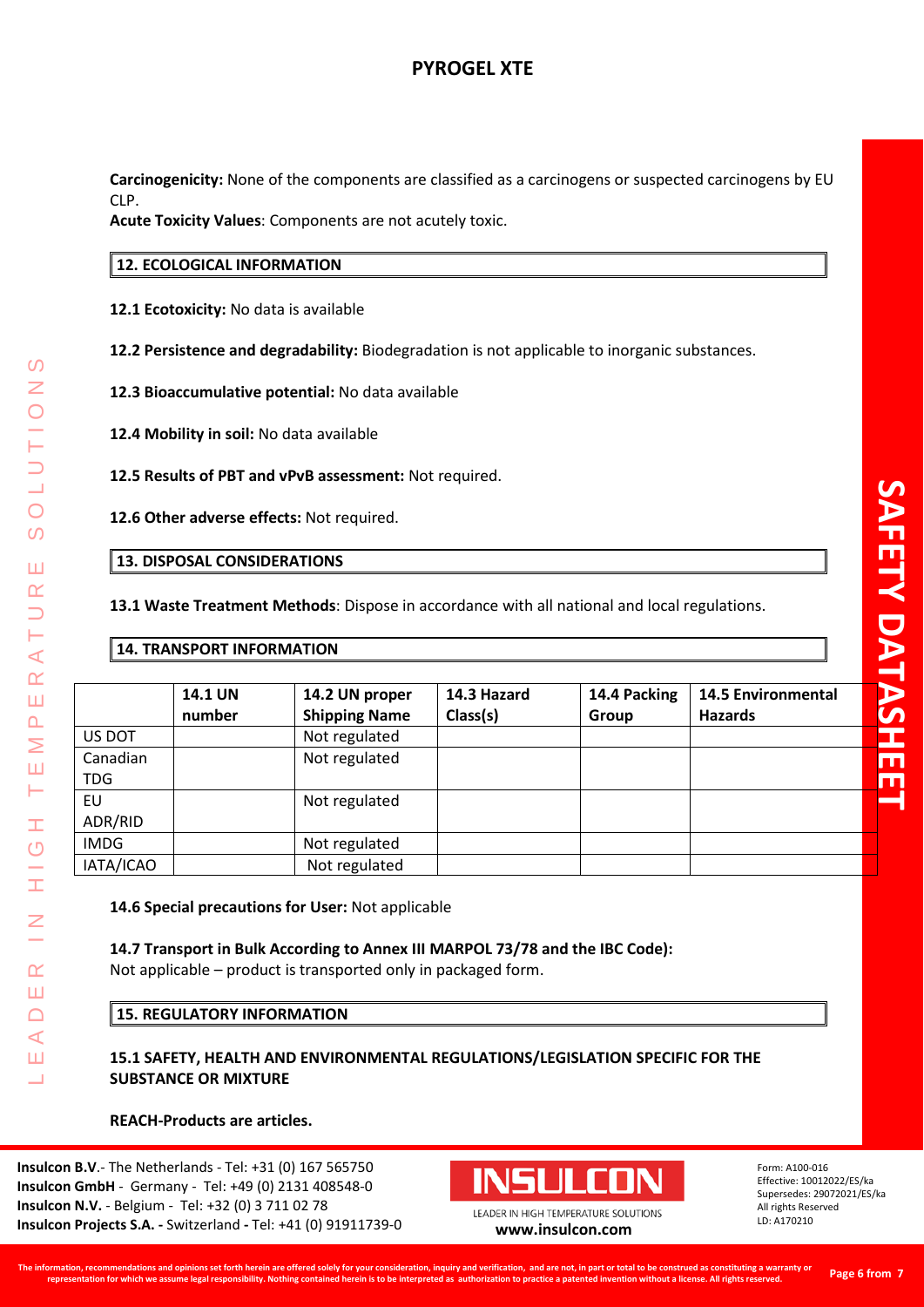**Carcinogenicity:** None of the components are classified as a carcinogens or suspected carcinogens by EU CLP.

**Acute Toxicity Values**: Components are not acutely toxic.

## 12. ECOLOGICAL INFORMATION

**12.1 Ecotoxicity:** No data is available

**12.2 Persistence and degradability:** Biodegradation is not applicable to inorganic substances.

**12.3 Bioaccumulative potential:** No data available

**12.4 Mobility in soil:** No data available

**12.5 Results of PBT and vPvB assessment:** Not required.

**12.6 Other adverse effects:** Not required.

## 13. DISPOSAL CONSIDERATIONS

**13.1 Waste Treatment Methods**: Dispose in accordance with all national and local regulations.

## 14. TRANSPORT INFORMATION

| | 14.1 UN number | 14.2 UN proper Shipping Name | 14.3 Hazard Class(s) | 14.4 Packing Group | 14.5 Environmental Hazards |
|---|---|---|---|---|---|
| US DOT | | Not regulated | | | |
| Canadian TDG | | Not regulated | | | |
| EU ADR/RID | | Not regulated | | | |
| IMDG | | Not regulated | | | |
| IATA/ICAO | | Not regulated | | | |

**14.6 Special precautions for User:** Not applicable

**14.7 Transport in Bulk According to Annex III MARPOL 73/78 and the IBC Code):**
Not applicable – product is transported only in packaged form.

## 15. REGULATORY INFORMATION

**15.1 SAFETY, HEALTH AND ENVIRONMENTAL REGULATIONS/LEGISLATION SPECIFIC FOR THE SUBSTANCE OR MIXTURE**

**REACH-Products are articles.**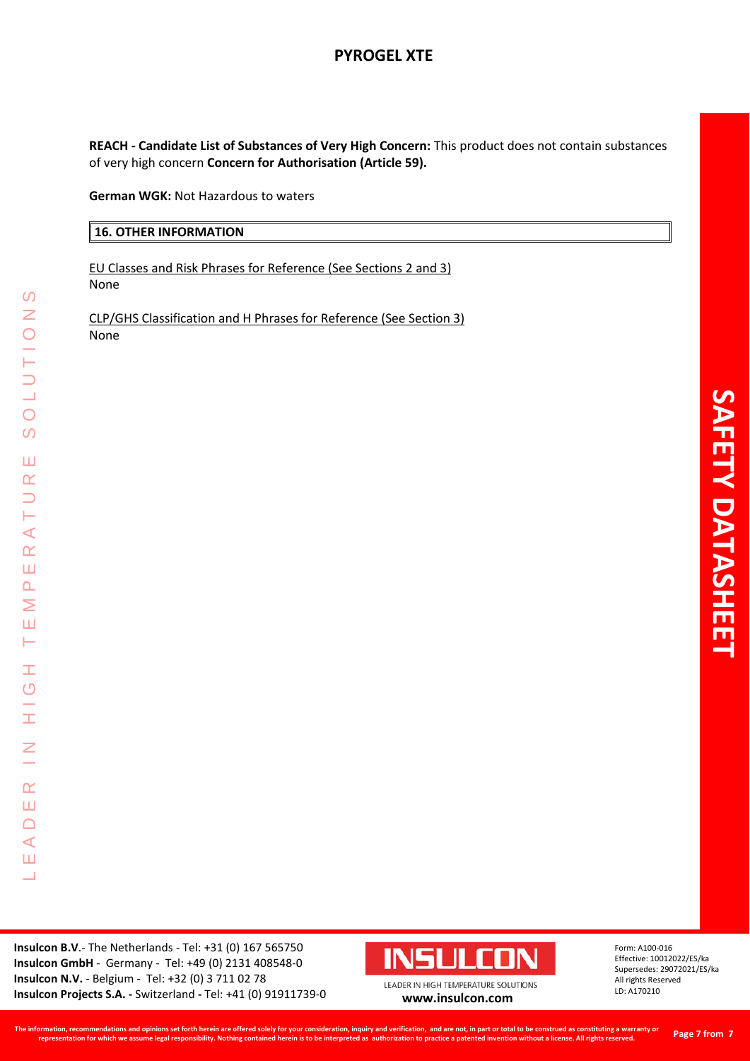**REACH - Candidate List of Substances of Very High Concern:** This product does not contain substances of very high concern **Concern for Authorisation (Article 59).**

**German WGK:** Not Hazardous to waters

## 16. OTHER INFORMATION

EU Classes and Risk Phrases for Reference (See Sections 2 and 3)
None

CLP/GHS Classification and H Phrases for Reference (See Section 3)
None